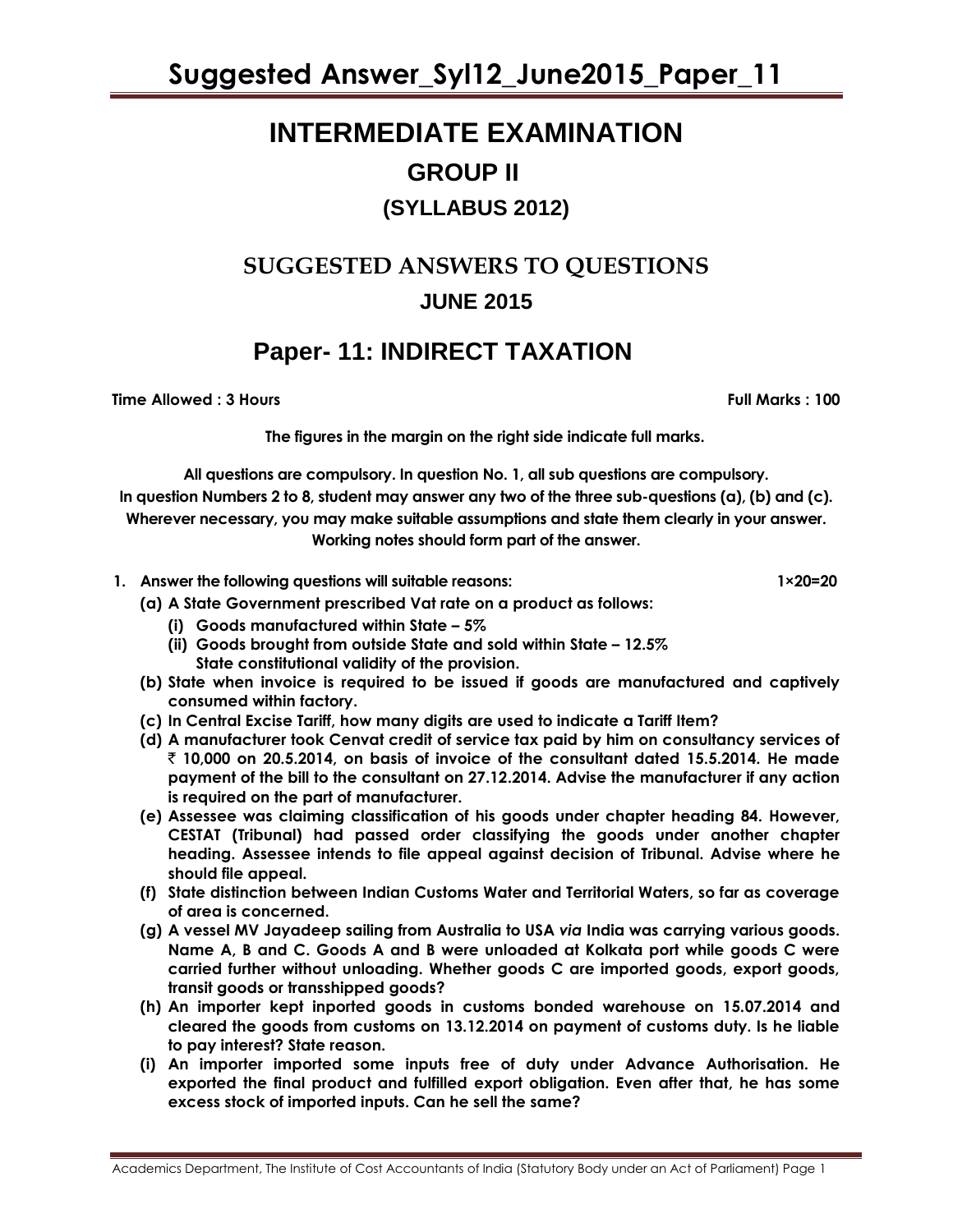# Suggested Answer_Syl12_June2015_Paper_11

# INTERMEDIATE EXAMINATION

## GROUP II

### (SYLLABUS 2012)

## SUGGESTED ANSWERS TO QUESTIONS

### JUNE 2015

## Paper- 11: INDIRECT TAXATION

**Time Allowed : 3 Hours** **Full Marks : 100**

**The figures in the margin on the right side indicate full marks.**

**All questions are compulsory. In question No. 1, all sub questions are compulsory.**
**In question Numbers 2 to 8, student may answer any two of the three sub-questions (a), (b) and (c).**
**Wherever necessary, you may make suitable assumptions and state them clearly in your answer.**
**Working notes should form part of the answer.**

**1. Answer the following questions will suitable reasons:** **1×20=20**

**(a) A State Government prescribed Vat rate on a product as follows:**
  **(i) Goods manufactured within State – 5%**
  **(ii) Goods brought from outside State and sold within State – 12.5%**
  **State constitutional validity of the provision.**

**(b) State when invoice is required to be issued if goods are manufactured and captively consumed within factory.**

**(c) In Central Excise Tariff, how many digits are used to indicate a Tariff Item?**

**(d) A manufacturer took Cenvat credit of service tax paid by him on consultancy services of ₹ 10,000 on 20.5.2014, on basis of invoice of the consultant dated 15.5.2014. He made payment of the bill to the consultant on 27.12.2014. Advise the manufacturer if any action is required on the part of manufacturer.**

**(e) Assessee was claiming classification of his goods under chapter heading 84. However, CESTAT (Tribunal) had passed order classifying the goods under another chapter heading. Assessee intends to file appeal against decision of Tribunal. Advise where he should file appeal.**

**(f) State distinction between Indian Customs Water and Territorial Waters, so far as coverage of area is concerned.**

**(g) A vessel MV Jayadeep sailing from Australia to USA *via* India was carrying various goods. Name A, B and C. Goods A and B were unloaded at Kolkata port while goods C were carried further without unloading. Whether goods C are imported goods, export goods, transit goods or transshipped goods?**

**(h) An importer kept inported goods in customs bonded warehouse on 15.07.2014 and cleared the goods from customs on 13.12.2014 on payment of customs duty. Is he liable to pay interest? State reason.**

**(i) An importer imported some inputs free of duty under Advance Authorisation. He exported the final product and fulfilled export obligation. Even after that, he has some excess stock of imported inputs. Can he sell the same?**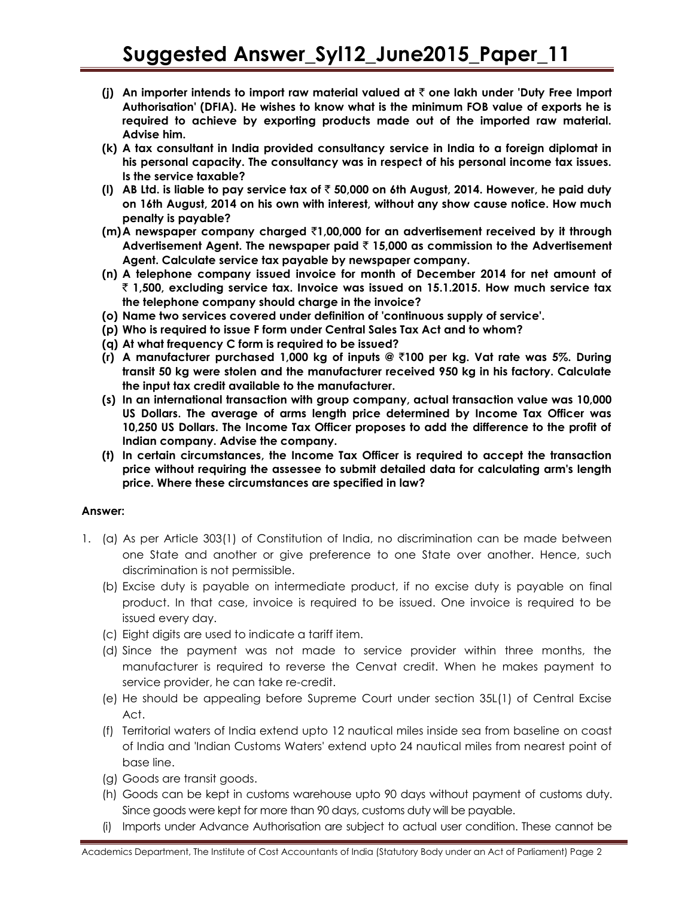**(j) An importer intends to import raw material valued at ₹ one lakh under 'Duty Free Import Authorisation' (DFIA). He wishes to know what is the minimum FOB value of exports he is required to achieve by exporting products made out of the imported raw material. Advise him.**

**(k) A tax consultant in India provided consultancy service in India to a foreign diplomat in his personal capacity. The consultancy was in respect of his personal income tax issues. Is the service taxable?**

**(l) AB Ltd. is liable to pay service tax of ₹ 50,000 on 6th August, 2014. However, he paid duty on 16th August, 2014 on his own with interest, without any show cause notice. How much penalty is payable?**

**(m) A newspaper company charged ₹1,00,000 for an advertisement received by it through Advertisement Agent. The newspaper paid ₹ 15,000 as commission to the Advertisement Agent. Calculate service tax payable by newspaper company.**

**(n) A telephone company issued invoice for month of December 2014 for net amount of ₹ 1,500, excluding service tax. Invoice was issued on 15.1.2015. How much service tax the telephone company should charge in the invoice?**

**(o) Name two services covered under definition of 'continuous supply of service'.**

**(p) Who is required to issue F form under Central Sales Tax Act and to whom?**

**(q) At what frequency C form is required to be issued?**

**(r) A manufacturer purchased 1,000 kg of inputs @ ₹100 per kg. Vat rate was 5%. During transit 50 kg were stolen and the manufacturer received 950 kg in his factory. Calculate the input tax credit available to the manufacturer.**

**(s) In an international transaction with group company, actual transaction value was 10,000 US Dollars. The average of arms length price determined by Income Tax Officer was 10,250 US Dollars. The Income Tax Officer proposes to add the difference to the profit of Indian company. Advise the company.**

**(t) In certain circumstances, the Income Tax Officer is required to accept the transaction price without requiring the assessee to submit detailed data for calculating arm's length price. Where these circumstances are specified in law?**

**Answer:**

1. (a) As per Article 303(1) of Constitution of India, no discrimination can be made between one State and another or give preference to one State over another. Hence, such discrimination is not permissible.

   (b) Excise duty is payable on intermediate product, if no excise duty is payable on final product. In that case, invoice is required to be issued. One invoice is required to be issued every day.

   (c) Eight digits are used to indicate a tariff item.

   (d) Since the payment was not made to service provider within three months, the manufacturer is required to reverse the Cenvat credit. When he makes payment to service provider, he can take re-credit.

   (e) He should be appealing before Supreme Court under section 35L(1) of Central Excise Act.

   (f) Territorial waters of India extend upto 12 nautical miles inside sea from baseline on coast of India and 'Indian Customs Waters' extend upto 24 nautical miles from nearest point of base line.

   (g) Goods are transit goods.

   (h) Goods can be kept in customs warehouse upto 90 days without payment of customs duty. Since goods were kept for more than 90 days, customs duty will be payable.

   (i) Imports under Advance Authorisation are subject to actual user condition. These cannot be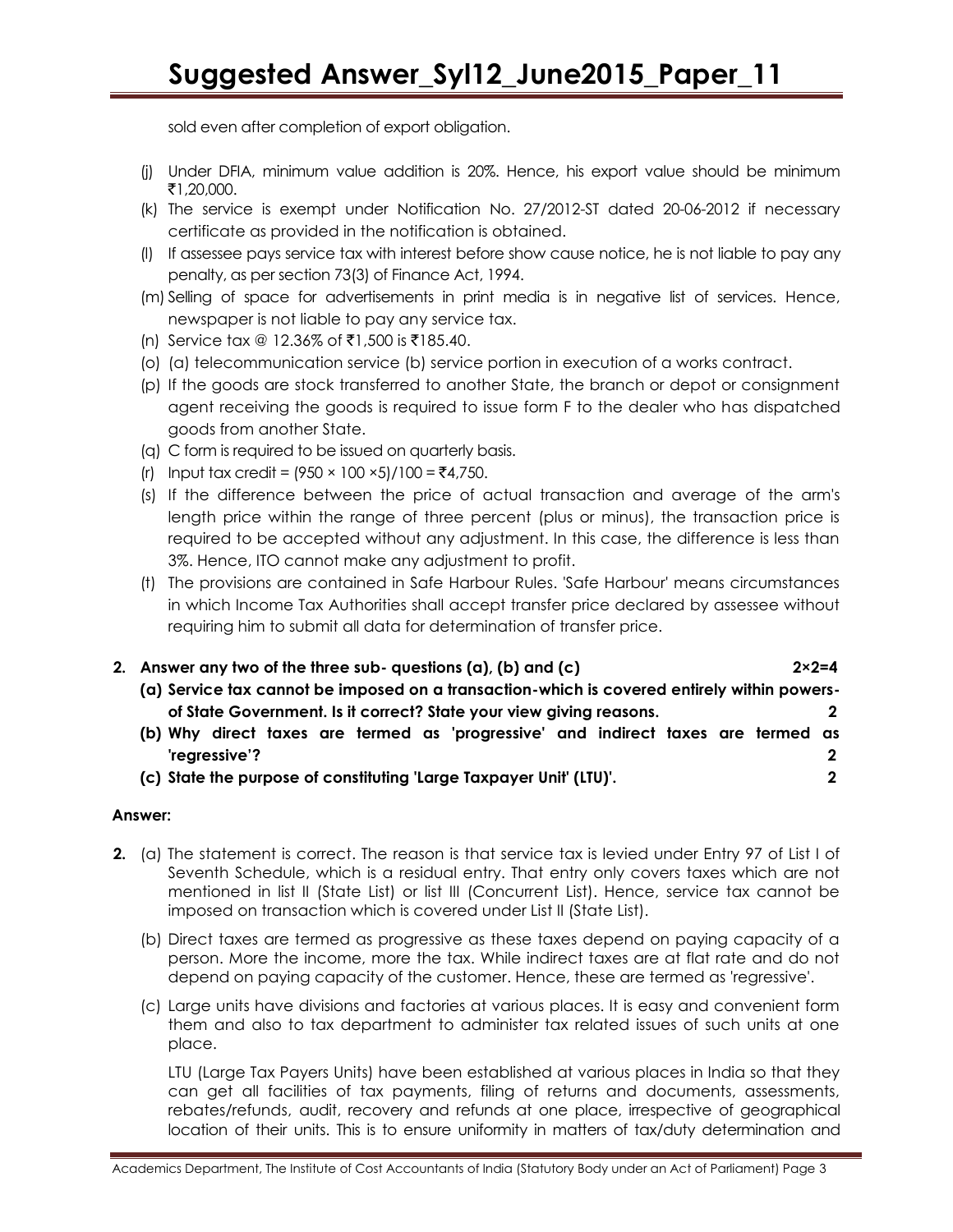sold even after completion of export obligation.

(j) Under DFIA, minimum value addition is 20%. Hence, his export value should be minimum ₹1,20,000.

(k) The service is exempt under Notification No. 27/2012-ST dated 20-06-2012 if necessary certificate as provided in the notification is obtained.

(l) If assessee pays service tax with interest before show cause notice, he is not liable to pay any penalty, as per section 73(3) of Finance Act, 1994.

(m) Selling of space for advertisements in print media is in negative list of services. Hence, newspaper is not liable to pay any service tax.

(n) Service tax @ 12.36% of ₹1,500 is ₹185.40.

(o) (a) telecommunication service (b) service portion in execution of a works contract.

(p) If the goods are stock transferred to another State, the branch or depot or consignment agent receiving the goods is required to issue form F to the dealer who has dispatched goods from another State.

(q) C form is required to be issued on quarterly basis.

(r) Input tax credit = (950 × 100 ×5)/100 = ₹4,750.

(s) If the difference between the price of actual transaction and average of the arm's length price within the range of three percent (plus or minus), the transaction price is required to be accepted without any adjustment. In this case, the difference is less than 3%. Hence, ITO cannot make any adjustment to profit.

(t) The provisions are contained in Safe Harbour Rules. 'Safe Harbour' means circumstances in which Income Tax Authorities shall accept transfer price declared by assessee without requiring him to submit all data for determination of transfer price.

**2. Answer any two of the three sub- questions (a), (b) and (c) 2×2=4**

**(a) Service tax cannot be imposed on a transaction-which is covered entirely within powers-of State Government. Is it correct? State your view giving reasons. 2**

**(b) Why direct taxes are termed as 'progressive' and indirect taxes are termed as 'regressive'? 2**

**(c) State the purpose of constituting 'Large Taxpayer Unit' (LTU)'. 2**

**Answer:**

**2.** (a) The statement is correct. The reason is that service tax is levied under Entry 97 of List I of Seventh Schedule, which is a residual entry. That entry only covers taxes which are not mentioned in list II (State List) or list III (Concurrent List). Hence, service tax cannot be imposed on transaction which is covered under List II (State List).

(b) Direct taxes are termed as progressive as these taxes depend on paying capacity of a person. More the income, more the tax. While indirect taxes are at flat rate and do not depend on paying capacity of the customer. Hence, these are termed as 'regressive'.

(c) Large units have divisions and factories at various places. It is easy and convenient form them and also to tax department to administer tax related issues of such units at one place.

LTU (Large Tax Payers Units) have been established at various places in India so that they can get all facilities of tax payments, filing of returns and documents, assessments, rebates/refunds, audit, recovery and refunds at one place, irrespective of geographical location of their units. This is to ensure uniformity in matters of tax/duty determination and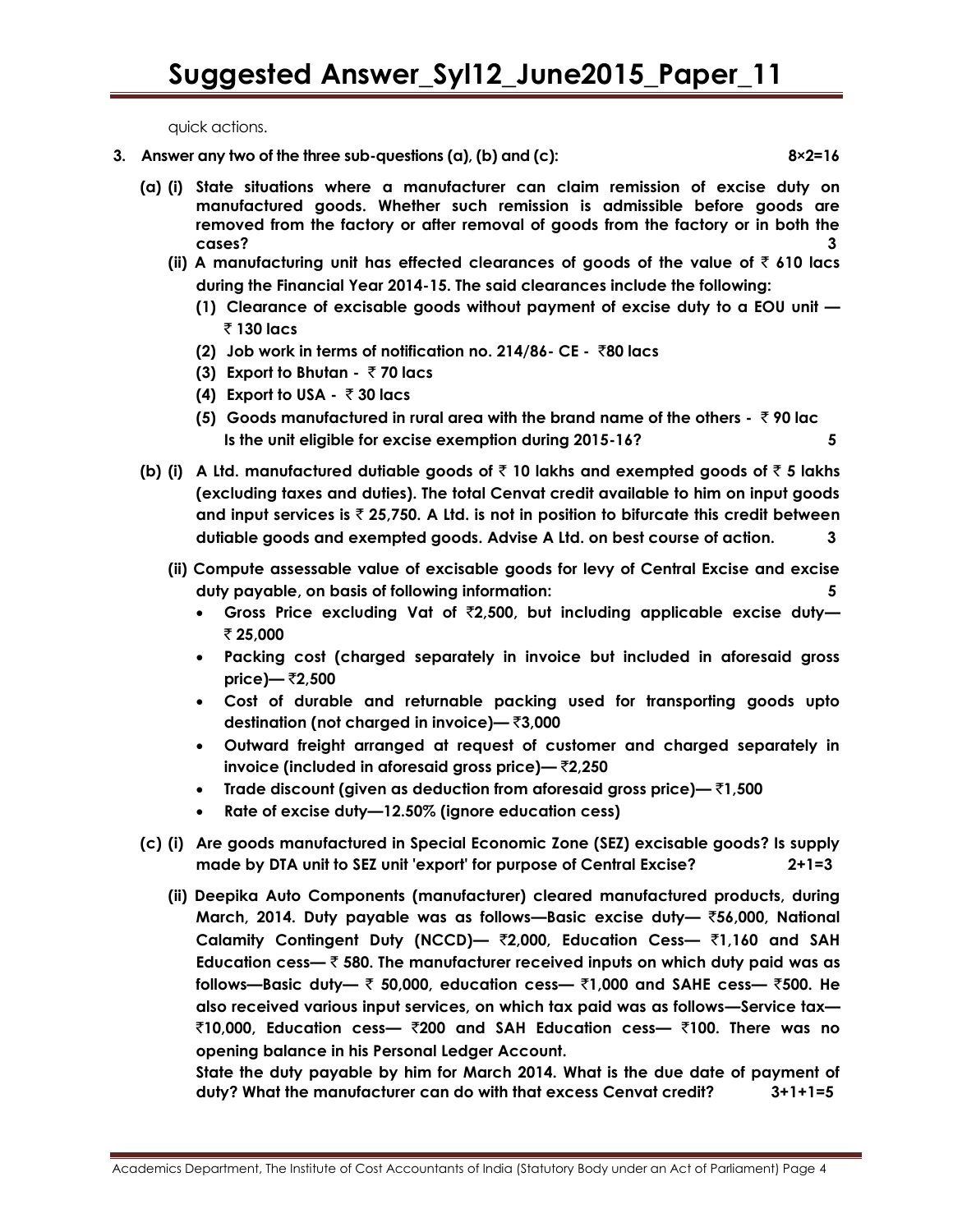quick actions.

**3. Answer any two of the three sub-questions (a), (b) and (c): 8×2=16**

**(a) (i) State situations where a manufacturer can claim remission of excise duty on manufactured goods. Whether such remission is admissible before goods are removed from the factory or after removal of goods from the factory or in both the cases? 3**

**(ii) A manufacturing unit has effected clearances of goods of the value of ₹ 610 lacs during the Financial Year 2014-15. The said clearances include the following:**

**(1) Clearance of excisable goods without payment of excise duty to a EOU unit — ₹ 130 lacs**

**(2) Job work in terms of notification no. 214/86- CE - ₹80 lacs**

**(3) Export to Bhutan - ₹ 70 lacs**

**(4) Export to USA - ₹ 30 lacs**

**(5) Goods manufactured in rural area with the brand name of the others - ₹ 90 lac**

**Is the unit eligible for excise exemption during 2015-16? 5**

**(b) (i) A Ltd. manufactured dutiable goods of ₹ 10 lakhs and exempted goods of ₹ 5 lakhs (excluding taxes and duties). The total Cenvat credit available to him on input goods and input services is ₹ 25,750. A Ltd. is not in position to bifurcate this credit between dutiable goods and exempted goods. Advise A Ltd. on best course of action. 3**

**(ii) Compute assessable value of excisable goods for levy of Central Excise and excise duty payable, on basis of following information: 5**

- **Gross Price excluding Vat of ₹2,500, but including applicable excise duty— ₹ 25,000**
- **Packing cost (charged separately in invoice but included in aforesaid gross price)— ₹2,500**
- **Cost of durable and returnable packing used for transporting goods upto destination (not charged in invoice)— ₹3,000**
- **Outward freight arranged at request of customer and charged separately in invoice (included in aforesaid gross price)— ₹2,250**
- **Trade discount (given as deduction from aforesaid gross price)— ₹1,500**
- **Rate of excise duty—12.50% (ignore education cess)**

**(c) (i) Are goods manufactured in Special Economic Zone (SEZ) excisable goods? Is supply made by DTA unit to SEZ unit 'export' for purpose of Central Excise? 2+1=3**

**(ii) Deepika Auto Components (manufacturer) cleared manufactured products, during March, 2014. Duty payable was as follows—Basic excise duty— ₹56,000, National Calamity Contingent Duty (NCCD)— ₹2,000, Education Cess— ₹1,160 and SAH Education cess— ₹ 580. The manufacturer received inputs on which duty paid was as follows—Basic duty— ₹ 50,000, education cess— ₹1,000 and SAHE cess— ₹500. He also received various input services, on which tax paid was as follows—Service tax— ₹10,000, Education cess— ₹200 and SAH Education cess— ₹100. There was no opening balance in his Personal Ledger Account.**

**State the duty payable by him for March 2014. What is the due date of payment of duty? What the manufacturer can do with that excess Cenvat credit? 3+1+1=5**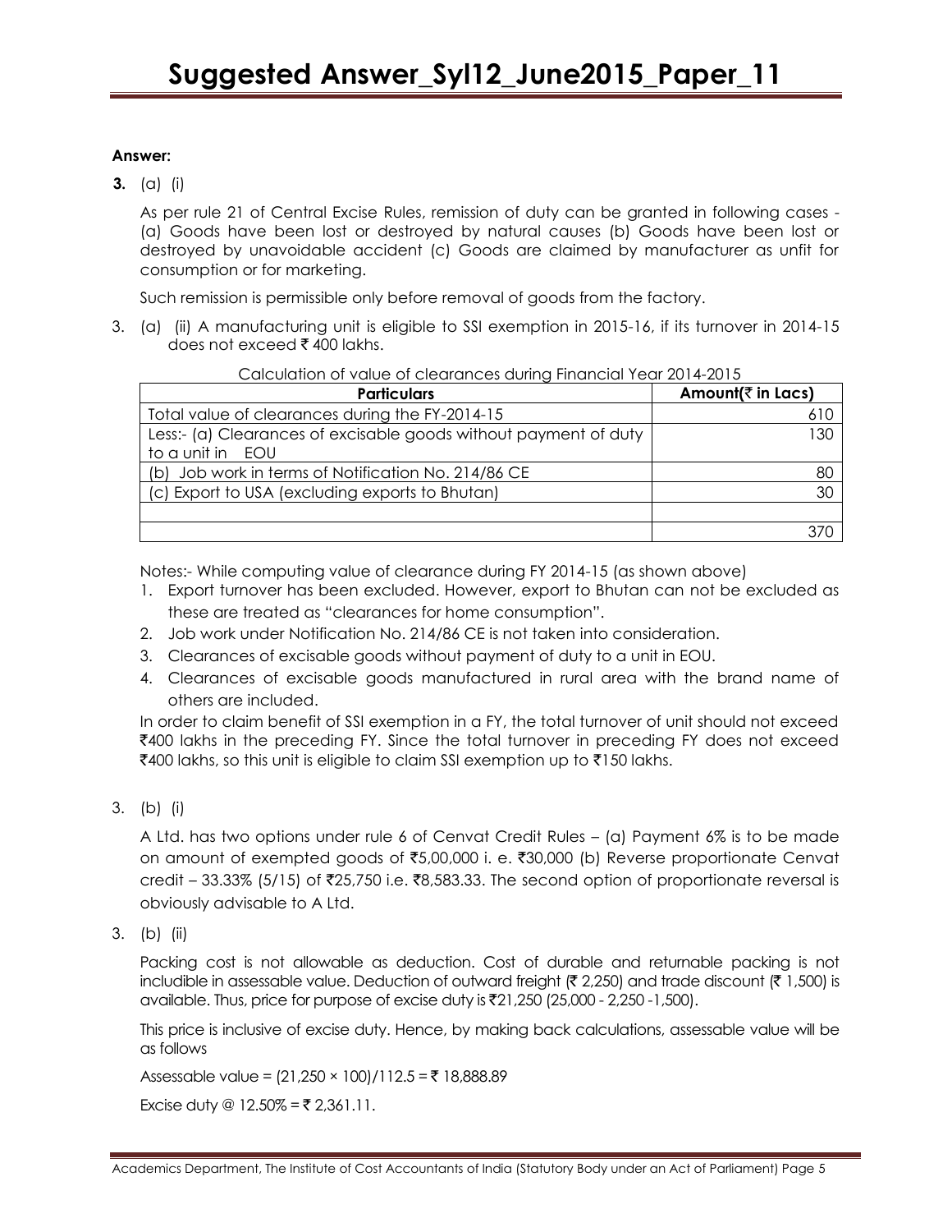**Answer:**

**3.** (a) (i)

As per rule 21 of Central Excise Rules, remission of duty can be granted in following cases - (a) Goods have been lost or destroyed by natural causes (b) Goods have been lost or destroyed by unavoidable accident (c) Goods are claimed by manufacturer as unfit for consumption or for marketing.

Such remission is permissible only before removal of goods from the factory.

3. (a) (ii) A manufacturing unit is eligible to SSI exemption in 2015-16, if its turnover in 2014-15 does not exceed ₹ 400 lakhs.

Calculation of value of clearances during Financial Year 2014-2015

| Particulars | Amount(₹ in Lacs) |
|---|---|
| Total value of clearances during the FY-2014-15 | 610 |
| Less:- (a) Clearances of excisable goods without payment of duty to a unit in EOU | 130 |
| (b) Job work in terms of Notification No. 214/86 CE | 80 |
| (c) Export to USA (excluding exports to Bhutan) | 30 |
| | |
| | 370 |

Notes:- While computing value of clearance during FY 2014-15 (as shown above)

1. Export turnover has been excluded. However, export to Bhutan can not be excluded as these are treated as "clearances for home consumption".
2. Job work under Notification No. 214/86 CE is not taken into consideration.
3. Clearances of excisable goods without payment of duty to a unit in EOU.
4. Clearances of excisable goods manufactured in rural area with the brand name of others are included.

In order to claim benefit of SSI exemption in a FY, the total turnover of unit should not exceed ₹400 lakhs in the preceding FY. Since the total turnover in preceding FY does not exceed ₹400 lakhs, so this unit is eligible to claim SSI exemption up to ₹150 lakhs.

3. (b) (i)

A Ltd. has two options under rule 6 of Cenvat Credit Rules – (a) Payment 6% is to be made on amount of exempted goods of ₹5,00,000 i. e. ₹30,000 (b) Reverse proportionate Cenvat credit – 33.33% (5/15) of ₹25,750 i.e. ₹8,583.33. The second option of proportionate reversal is obviously advisable to A Ltd.

3. (b) (ii)

Packing cost is not allowable as deduction. Cost of durable and returnable packing is not includible in assessable value. Deduction of outward freight (₹ 2,250) and trade discount (₹ 1,500) is available. Thus, price for purpose of excise duty is ₹21,250 (25,000 - 2,250 -1,500).

This price is inclusive of excise duty. Hence, by making back calculations, assessable value will be as follows

Assessable value = (21,250 × 100)/112.5 = ₹ 18,888.89

Excise duty @ 12.50% = ₹ 2,361.11.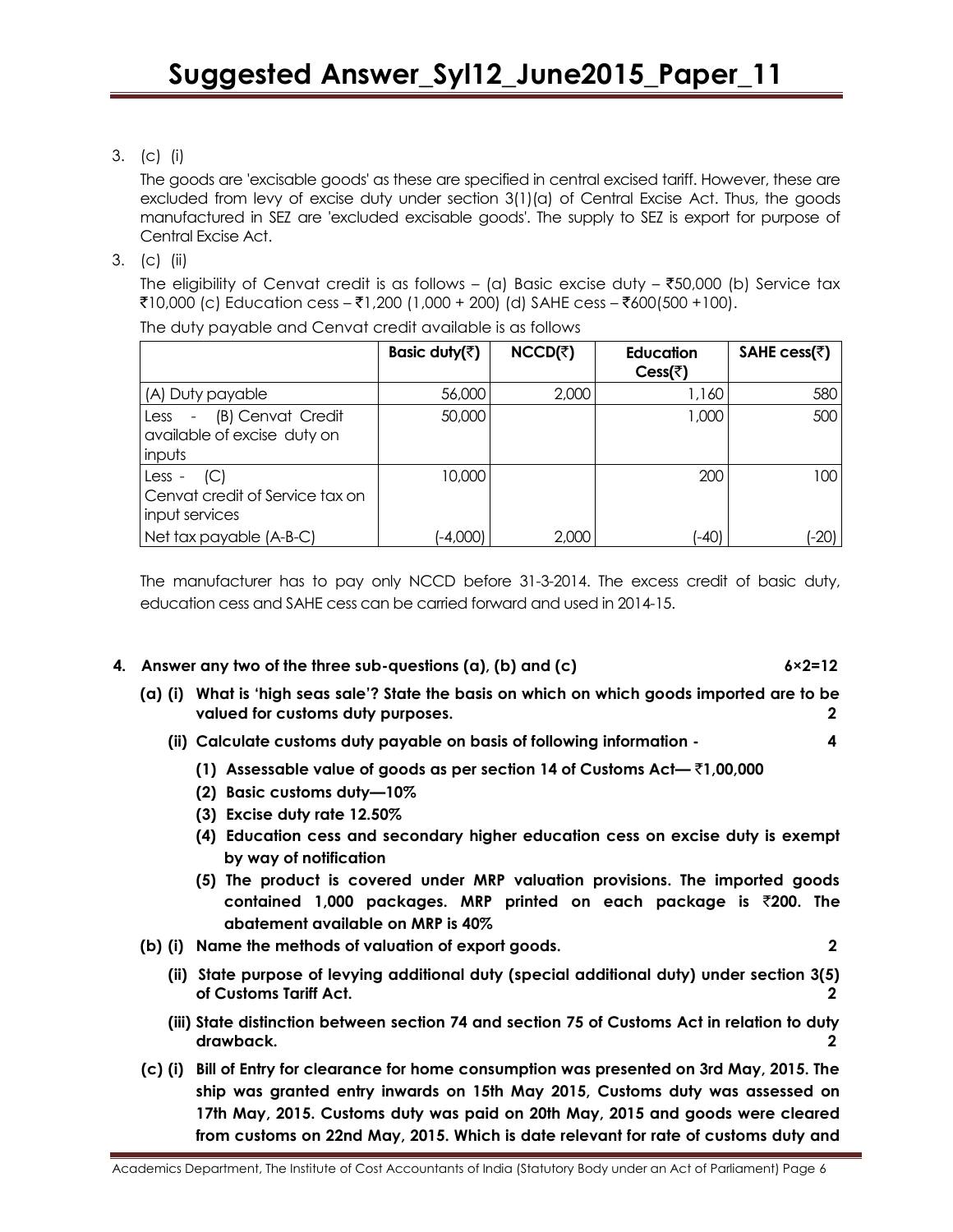3. (c) (i)

The goods are 'excisable goods' as these are specified in central excised tariff. However, these are excluded from levy of excise duty under section 3(1)(a) of Central Excise Act. Thus, the goods manufactured in SEZ are 'excluded excisable goods'. The supply to SEZ is export for purpose of Central Excise Act.

3. (c) (ii)

The eligibility of Cenvat credit is as follows – (a) Basic excise duty – ₹50,000 (b) Service tax ₹10,000 (c) Education cess – ₹1,200 (1,000 + 200) (d) SAHE cess – ₹600(500 +100).

The duty payable and Cenvat credit available is as follows

| | Basic duty(₹) | NCCD(₹) | Education Cess(₹) | SAHE cess(₹) |
|---|---|---|---|---|
| (A) Duty payable | 56,000 | 2,000 | 1,160 | 580 |
| Less - (B) Cenvat Credit available of excise duty on inputs | 50,000 | | 1,000 | 500 |
| Less - (C) Cenvat credit of Service tax on input services | 10,000 | | 200 | 100 |
| Net tax payable (A-B-C) | (-4,000) | 2,000 | (-40) | (-20) |

The manufacturer has to pay only NCCD before 31-3-2014. The excess credit of basic duty, education cess and SAHE cess can be carried forward and used in 2014-15.

**4. Answer any two of the three sub-questions (a), (b) and (c) 6×2=12**

**(a) (i) What is 'high seas sale'? State the basis on which on which goods imported are to be valued for customs duty purposes. 2**

**(ii) Calculate customs duty payable on basis of following information - 4**

**(1) Assessable value of goods as per section 14 of Customs Act— ₹1,00,000**

**(2) Basic customs duty—10%**

**(3) Excise duty rate 12.50%**

**(4) Education cess and secondary higher education cess on excise duty is exempt by way of notification**

**(5) The product is covered under MRP valuation provisions. The imported goods contained 1,000 packages. MRP printed on each package is ₹200. The abatement available on MRP is 40%**

**(b) (i) Name the methods of valuation of export goods. 2**

**(ii) State purpose of levying additional duty (special additional duty) under section 3(5) of Customs Tariff Act. 2**

**(iii) State distinction between section 74 and section 75 of Customs Act in relation to duty drawback. 2**

**(c) (i) Bill of Entry for clearance for home consumption was presented on 3rd May, 2015. The ship was granted entry inwards on 15th May 2015, Customs duty was assessed on 17th May, 2015. Customs duty was paid on 20th May, 2015 and goods were cleared from customs on 22nd May, 2015. Which is date relevant for rate of customs duty and**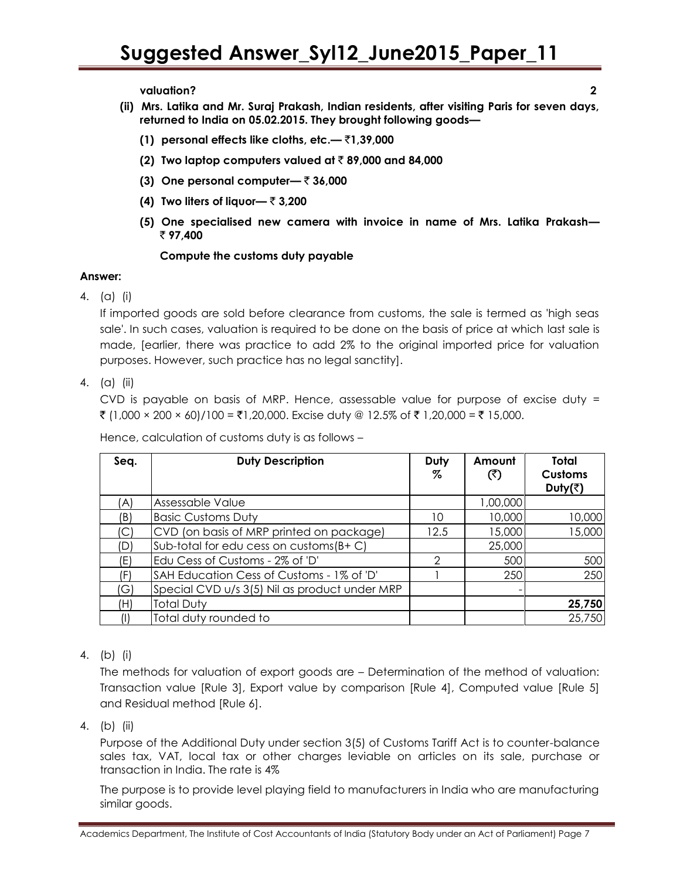**valuation?** **2**

**(ii) Mrs. Latika and Mr. Suraj Prakash, Indian residents, after visiting Paris for seven days, returned to India on 05.02.2015. They brought following goods—**

**(1) personal effects like cloths, etc.— ₹1,39,000**

**(2) Two laptop computers valued at ₹ 89,000 and 84,000**

**(3) One personal computer— ₹ 36,000**

**(4) Two liters of liquor— ₹ 3,200**

**(5) One specialised new camera with invoice in name of Mrs. Latika Prakash— ₹ 97,400**

**Compute the customs duty payable**

**Answer:**

4. (a) (i)

If imported goods are sold before clearance from customs, the sale is termed as 'high seas sale'. In such cases, valuation is required to be done on the basis of price at which last sale is made, [earlier, there was practice to add 2% to the original imported price for valuation purposes. However, such practice has no legal sanctity].

4. (a) (ii)

CVD is payable on basis of MRP. Hence, assessable value for purpose of excise duty = ₹ (1,000 × 200 × 60)/100 = ₹1,20,000. Excise duty @ 12.5% of ₹ 1,20,000 = ₹ 15,000.

Hence, calculation of customs duty is as follows –

| Seq. | Duty Description | Duty % | Amount (₹) | Total Customs Duty(₹) |
|---|---|---|---|---|
| (A) | Assessable Value | | 1,00,000 | |
| (B) | Basic Customs Duty | 10 | 10,000 | 10,000 |
| (C) | CVD (on basis of MRP printed on package) | 12.5 | 15,000 | 15,000 |
| (D) | Sub-total for edu cess on customs(B+ C) | | 25,000 | |
| (E) | Edu Cess of Customs - 2% of 'D' | 2 | 500 | 500 |
| (F) | SAH Education Cess of Customs - 1% of 'D' | 1 | 250 | 250 |
| (G) | Special CVD u/s 3(5) Nil as product under MRP | | - | |
| (H) | Total Duty | | | **25,750** |
| (I) | Total duty rounded to | | | 25,750 |

4. (b) (i)

The methods for valuation of export goods are – Determination of the method of valuation: Transaction value [Rule 3], Export value by comparison [Rule 4], Computed value [Rule 5] and Residual method [Rule 6].

4. (b) (ii)

Purpose of the Additional Duty under section 3(5) of Customs Tariff Act is to counter-balance sales tax, VAT, local tax or other charges leviable on articles on its sale, purchase or transaction in India. The rate is 4%

The purpose is to provide level playing field to manufacturers in India who are manufacturing similar goods.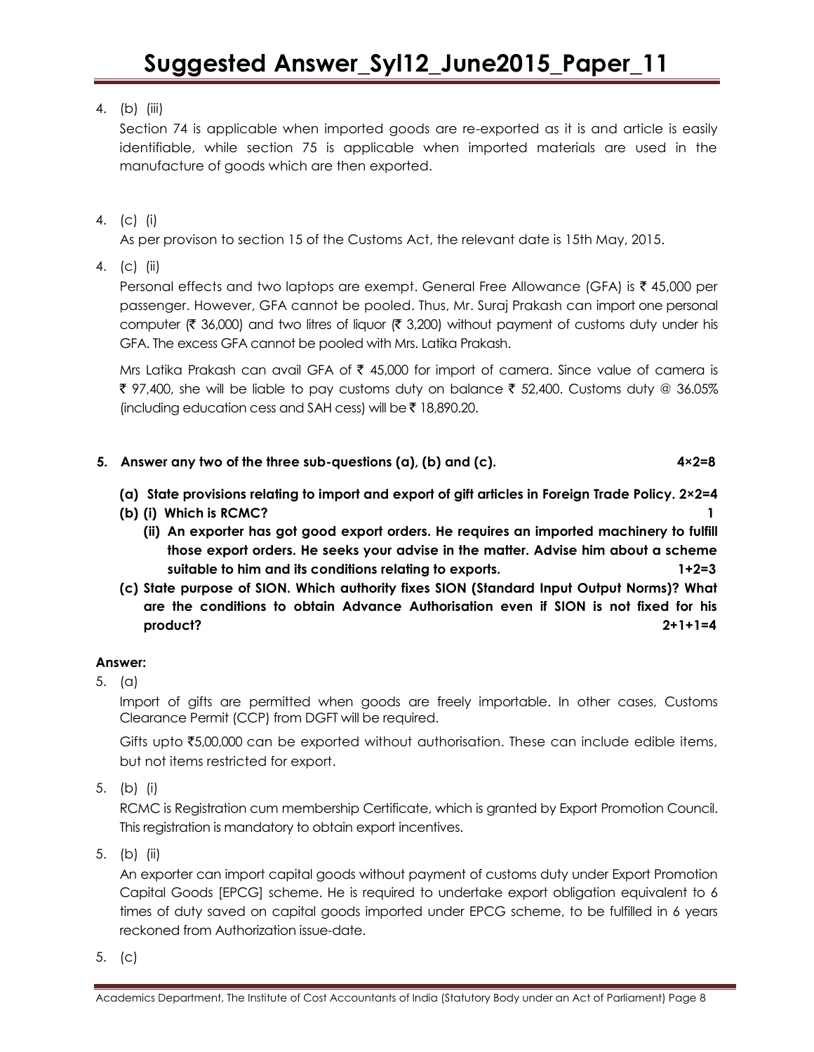4. (b) (iii)

Section 74 is applicable when imported goods are re-exported as it is and article is easily identifiable, while section 75 is applicable when imported materials are used in the manufacture of goods which are then exported.

4. (c) (i)

As per provison to section 15 of the Customs Act, the relevant date is 15th May, 2015.

4. (c) (ii)

Personal effects and two laptops are exempt. General Free Allowance (GFA) is ₹ 45,000 per passenger. However, GFA cannot be pooled. Thus, Mr. Suraj Prakash can import one personal computer (₹ 36,000) and two litres of liquor (₹ 3,200) without payment of customs duty under his GFA. The excess GFA cannot be pooled with Mrs. Latika Prakash.

Mrs Latika Prakash can avail GFA of ₹ 45,000 for import of camera. Since value of camera is ₹ 97,400, she will be liable to pay customs duty on balance ₹ 52,400. Customs duty @ 36.05% (including education cess and SAH cess) will be ₹ 18,890.20.

**5. Answer any two of the three sub-questions (a), (b) and (c). 4×2=8**

**(a) State provisions relating to import and export of gift articles in Foreign Trade Policy. 2×2=4**

**(b) (i) Which is RCMC? 1**

**(ii) An exporter has got good export orders. He requires an imported machinery to fulfill those export orders. He seeks your advise in the matter. Advise him about a scheme suitable to him and its conditions relating to exports. 1+2=3**

**(c) State purpose of SION. Which authority fixes SION (Standard Input Output Norms)? What are the conditions to obtain Advance Authorisation even if SION is not fixed for his product? 2+1+1=4**

**Answer:**

5. (a)

Import of gifts are permitted when goods are freely importable. In other cases, Customs Clearance Permit (CCP) from DGFT will be required.

Gifts upto ₹5,00,000 can be exported without authorisation. These can include edible items, but not items restricted for export.

5. (b) (i)

RCMC is Registration cum membership Certificate, which is granted by Export Promotion Council. This registration is mandatory to obtain export incentives.

5. (b) (ii)

An exporter can import capital goods without payment of customs duty under Export Promotion Capital Goods [EPCG] scheme. He is required to undertake export obligation equivalent to 6 times of duty saved on capital goods imported under EPCG scheme, to be fulfilled in 6 years reckoned from Authorization issue-date.

5. (c)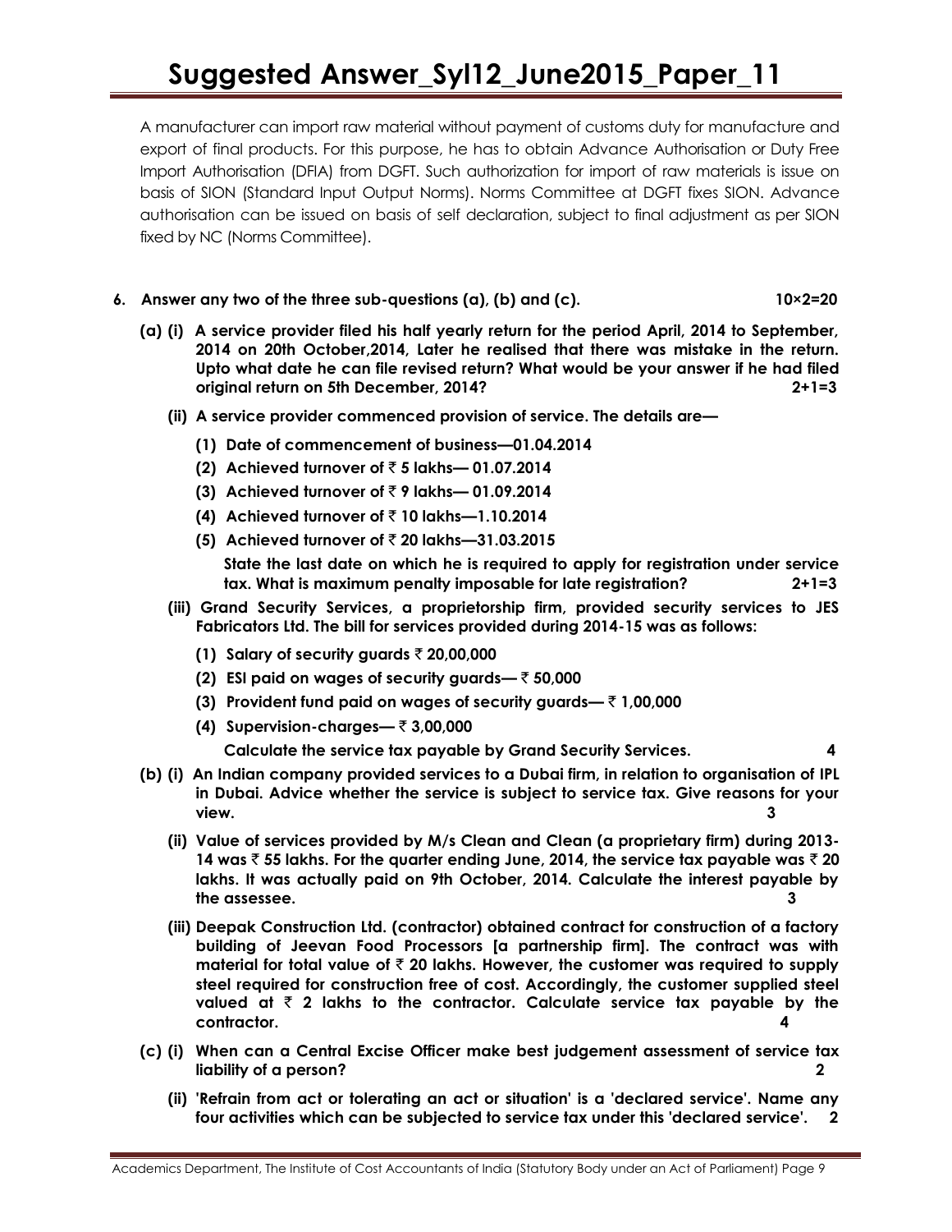A manufacturer can import raw material without payment of customs duty for manufacture and export of final products. For this purpose, he has to obtain Advance Authorisation or Duty Free Import Authorisation (DFIA) from DGFT. Such authorization for import of raw materials is issue on basis of SION (Standard Input Output Norms). Norms Committee at DGFT fixes SION. Advance authorisation can be issued on basis of self declaration, subject to final adjustment as per SION fixed by NC (Norms Committee).

**6. Answer any two of the three sub-questions (a), (b) and (c). 10×2=20**

**(a) (i) A service provider filed his half yearly return for the period April, 2014 to September, 2014 on 20th October,2014, Later he realised that there was mistake in the return. Upto what date he can file revised return? What would be your answer if he had filed original return on 5th December, 2014? 2+1=3**

**(ii) A service provider commenced provision of service. The details are—**

**(1) Date of commencement of business—01.04.2014**

**(2) Achieved turnover of ₹ 5 lakhs— 01.07.2014**

**(3) Achieved turnover of ₹ 9 lakhs— 01.09.2014**

**(4) Achieved turnover of ₹ 10 lakhs—1.10.2014**

**(5) Achieved turnover of ₹ 20 lakhs—31.03.2015**

**State the last date on which he is required to apply for registration under service tax. What is maximum penalty imposable for late registration? 2+1=3**

**(iii) Grand Security Services, a proprietorship firm, provided security services to JES Fabricators Ltd. The bill for services provided during 2014-15 was as follows:**

**(1) Salary of security guards ₹ 20,00,000**

**(2) ESI paid on wages of security guards— ₹ 50,000**

**(3) Provident fund paid on wages of security guards— ₹ 1,00,000**

**(4) Supervision-charges— ₹ 3,00,000**

**Calculate the service tax payable by Grand Security Services. 4**

**(b) (i) An Indian company provided services to a Dubai firm, in relation to organisation of IPL in Dubai. Advice whether the service is subject to service tax. Give reasons for your view. 3**

**(ii) Value of services provided by M/s Clean and Clean (a proprietary firm) during 2013-14 was ₹ 55 lakhs. For the quarter ending June, 2014, the service tax payable was ₹ 20 lakhs. It was actually paid on 9th October, 2014. Calculate the interest payable by the assessee. 3**

**(iii) Deepak Construction Ltd. (contractor) obtained contract for construction of a factory building of Jeevan Food Processors [a partnership firm]. The contract was with material for total value of ₹ 20 lakhs. However, the customer was required to supply steel required for construction free of cost. Accordingly, the customer supplied steel valued at ₹ 2 lakhs to the contractor. Calculate service tax payable by the contractor. 4**

**(c) (i) When can a Central Excise Officer make best judgement assessment of service tax liability of a person? 2**

**(ii) 'Refrain from act or tolerating an act or situation' is a 'declared service'. Name any four activities which can be subjected to service tax under this 'declared service'. 2**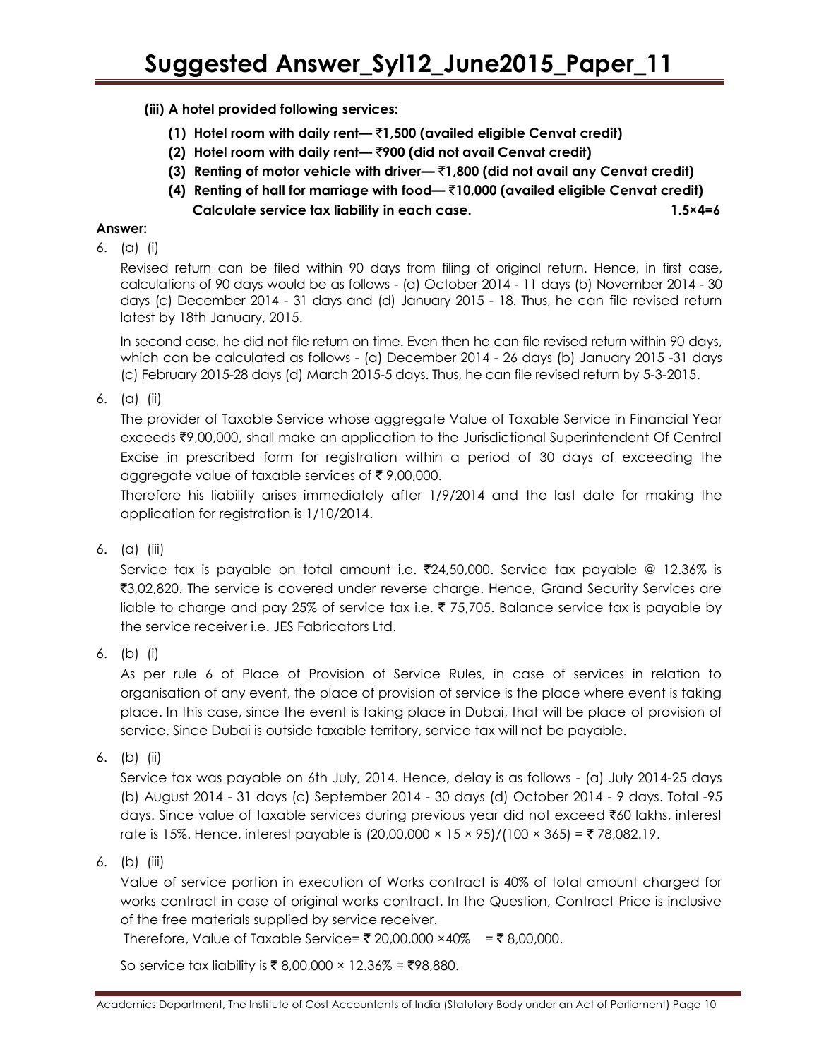**(iii) A hotel provided following services:**

**(1) Hotel room with daily rent— ₹1,500 (availed eligible Cenvat credit)**

**(2) Hotel room with daily rent— ₹900 (did not avail Cenvat credit)**

**(3) Renting of motor vehicle with driver— ₹1,800 (did not avail any Cenvat credit)**

**(4) Renting of hall for marriage with food— ₹10,000 (availed eligible Cenvat credit)**

**Calculate service tax liability in each case. 1.5×4=6**

**Answer:**

6. (a) (i)

Revised return can be filed within 90 days from filing of original return. Hence, in first case, calculations of 90 days would be as follows - (a) October 2014 - 11 days (b) November 2014 - 30 days (c) December 2014 - 31 days and (d) January 2015 - 18. Thus, he can file revised return latest by 18th January, 2015.

In second case, he did not file return on time. Even then he can file revised return within 90 days, which can be calculated as follows - (a) December 2014 - 26 days (b) January 2015 -31 days (c) February 2015-28 days (d) March 2015-5 days. Thus, he can file revised return by 5-3-2015.

6. (a) (ii)

The provider of Taxable Service whose aggregate Value of Taxable Service in Financial Year exceeds ₹9,00,000, shall make an application to the Jurisdictional Superintendent Of Central Excise in prescribed form for registration within a period of 30 days of exceeding the aggregate value of taxable services of ₹ 9,00,000.

Therefore his liability arises immediately after 1/9/2014 and the last date for making the application for registration is 1/10/2014.

6. (a) (iii)

Service tax is payable on total amount i.e. ₹24,50,000. Service tax payable @ 12.36% is ₹3,02,820. The service is covered under reverse charge. Hence, Grand Security Services are liable to charge and pay 25% of service tax i.e. ₹ 75,705. Balance service tax is payable by the service receiver i.e. JES Fabricators Ltd.

6. (b) (i)

As per rule 6 of Place of Provision of Service Rules, in case of services in relation to organisation of any event, the place of provision of service is the place where event is taking place. In this case, since the event is taking place in Dubai, that will be place of provision of service. Since Dubai is outside taxable territory, service tax will not be payable.

6. (b) (ii)

Service tax was payable on 6th July, 2014. Hence, delay is as follows - (a) July 2014-25 days (b) August 2014 - 31 days (c) September 2014 - 30 days (d) October 2014 - 9 days. Total -95 days. Since value of taxable services during previous year did not exceed ₹60 lakhs, interest rate is 15%. Hence, interest payable is (20,00,000 × 15 × 95)/(100 × 365) = ₹ 78,082.19.

6. (b) (iii)

Value of service portion in execution of Works contract is 40% of total amount charged for works contract in case of original works contract. In the Question, Contract Price is inclusive of the free materials supplied by service receiver.

Therefore, Value of Taxable Service= ₹ 20,00,000 ×40% = ₹ 8,00,000.

So service tax liability is ₹ 8,00,000 × 12.36% = ₹98,880.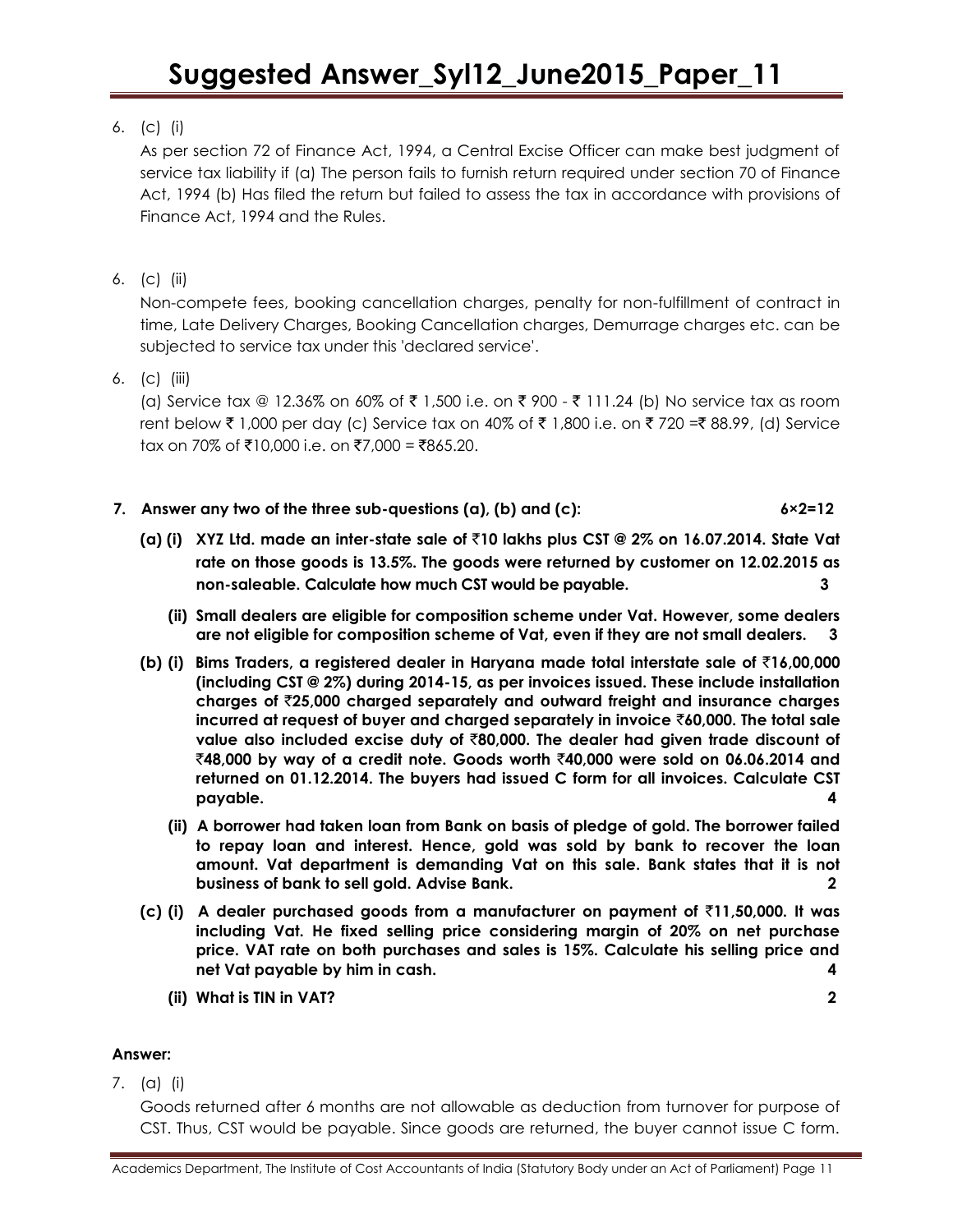6. (c) (i)

As per section 72 of Finance Act, 1994, a Central Excise Officer can make best judgment of service tax liability if (a) The person fails to furnish return required under section 70 of Finance Act, 1994 (b) Has filed the return but failed to assess the tax in accordance with provisions of Finance Act, 1994 and the Rules.

6. (c) (ii)

Non-compete fees, booking cancellation charges, penalty for non-fulfillment of contract in time, Late Delivery Charges, Booking Cancellation charges, Demurrage charges etc. can be subjected to service tax under this 'declared service'.

6. (c) (iii)

(a) Service tax @ 12.36% on 60% of ₹ 1,500 i.e. on ₹ 900 - ₹ 111.24 (b) No service tax as room rent below ₹ 1,000 per day (c) Service tax on 40% of ₹ 1,800 i.e. on ₹ 720 =₹ 88.99, (d) Service tax on 70% of ₹10,000 i.e. on ₹7,000 = ₹865.20.

**7. Answer any two of the three sub-questions (a), (b) and (c): 6×2=12**

**(a) (i) XYZ Ltd. made an inter-state sale of ₹10 lakhs plus CST @ 2% on 16.07.2014. State Vat rate on those goods is 13.5%. The goods were returned by customer on 12.02.2015 as non-saleable. Calculate how much CST would be payable. 3**

**(ii) Small dealers are eligible for composition scheme under Vat. However, some dealers are not eligible for composition scheme of Vat, even if they are not small dealers. 3**

**(b) (i) Bims Traders, a registered dealer in Haryana made total interstate sale of ₹16,00,000 (including CST @ 2%) during 2014-15, as per invoices issued. These include installation charges of ₹25,000 charged separately and outward freight and insurance charges incurred at request of buyer and charged separately in invoice ₹60,000. The total sale value also included excise duty of ₹80,000. The dealer had given trade discount of ₹48,000 by way of a credit note. Goods worth ₹40,000 were sold on 06.06.2014 and returned on 01.12.2014. The buyers had issued C form for all invoices. Calculate CST payable. 4**

**(ii) A borrower had taken loan from Bank on basis of pledge of gold. The borrower failed to repay loan and interest. Hence, gold was sold by bank to recover the loan amount. Vat department is demanding Vat on this sale. Bank states that it is not business of bank to sell gold. Advise Bank. 2**

**(c) (i) A dealer purchased goods from a manufacturer on payment of ₹11,50,000. It was including Vat. He fixed selling price considering margin of 20% on net purchase price. VAT rate on both purchases and sales is 15%. Calculate his selling price and net Vat payable by him in cash. 4**

**(ii) What is TIN in VAT? 2**

**Answer:**

7. (a) (i)

Goods returned after 6 months are not allowable as deduction from turnover for purpose of CST. Thus, CST would be payable. Since goods are returned, the buyer cannot issue C form.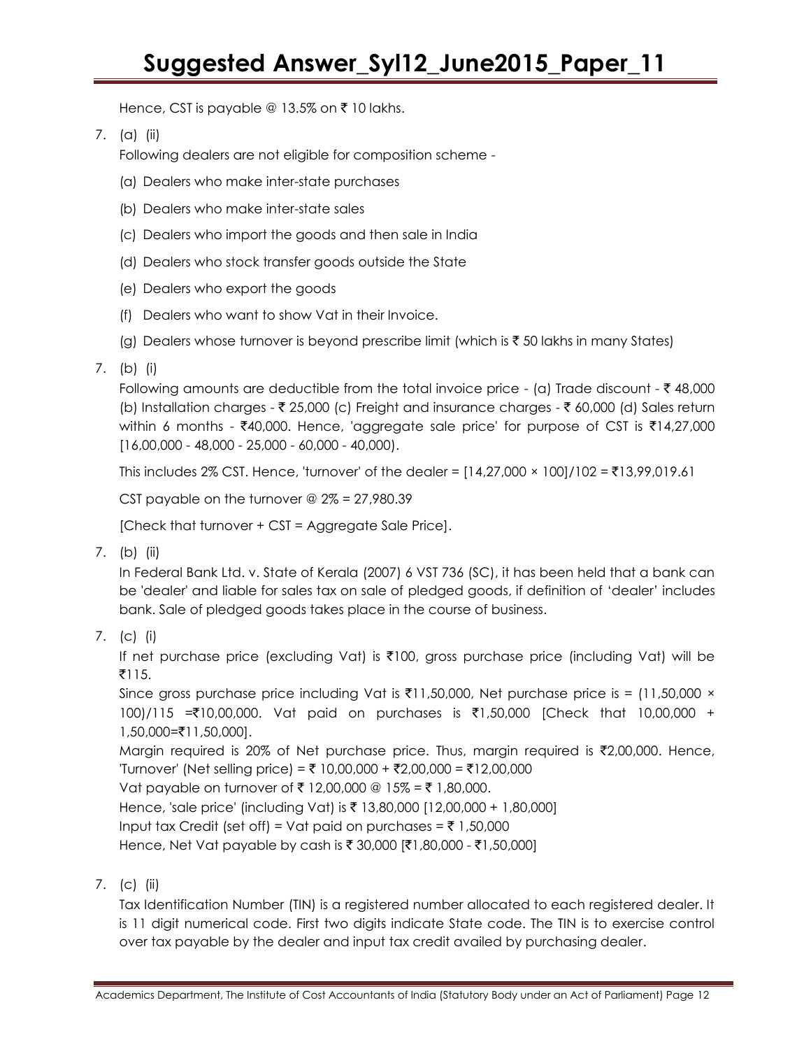Hence, CST is payable @ 13.5% on ₹ 10 lakhs.

7. (a) (ii)

Following dealers are not eligible for composition scheme -

(a) Dealers who make inter-state purchases

(b) Dealers who make inter-state sales

(c) Dealers who import the goods and then sale in India

(d) Dealers who stock transfer goods outside the State

(e) Dealers who export the goods

(f) Dealers who want to show Vat in their Invoice.

(g) Dealers whose turnover is beyond prescribe limit (which is ₹ 50 lakhs in many States)

7. (b) (i)

Following amounts are deductible from the total invoice price - (a) Trade discount - ₹ 48,000 (b) Installation charges - ₹ 25,000 (c) Freight and insurance charges - ₹ 60,000 (d) Sales return within 6 months - ₹40,000. Hence, 'aggregate sale price' for purpose of CST is ₹14,27,000 [16,00,000 - 48,000 - 25,000 - 60,000 - 40,000).

This includes 2% CST. Hence, 'turnover' of the dealer = [14,27,000 × 100]/102 = ₹13,99,019.61

CST payable on the turnover @ 2% = 27,980.39

[Check that turnover + CST = Aggregate Sale Price].

7. (b) (ii)

In Federal Bank Ltd. v. State of Kerala (2007) 6 VST 736 (SC), it has been held that a bank can be 'dealer' and liable for sales tax on sale of pledged goods, if definition of 'dealer' includes bank. Sale of pledged goods takes place in the course of business.

7. (c) (i)

If net purchase price (excluding Vat) is ₹100, gross purchase price (including Vat) will be ₹115.

Since gross purchase price including Vat is ₹11,50,000, Net purchase price is = (11,50,000 × 100)/115 =₹10,00,000. Vat paid on purchases is ₹1,50,000 [Check that 10,00,000 + 1,50,000=₹11,50,000].

Margin required is 20% of Net purchase price. Thus, margin required is ₹2,00,000. Hence, 'Turnover' (Net selling price) = ₹ 10,00,000 + ₹2,00,000 = ₹12,00,000

Vat payable on turnover of ₹ 12,00,000 @ 15% = ₹ 1,80,000.

Hence, 'sale price' (including Vat) is ₹ 13,80,000 [12,00,000 + 1,80,000]

Input tax Credit (set off) = Vat paid on purchases = ₹ 1,50,000

Hence, Net Vat payable by cash is ₹ 30,000 [₹1,80,000 - ₹1,50,000]

7. (c) (ii)

Tax Identification Number (TIN) is a registered number allocated to each registered dealer. It is 11 digit numerical code. First two digits indicate State code. The TIN is to exercise control over tax payable by the dealer and input tax credit availed by purchasing dealer.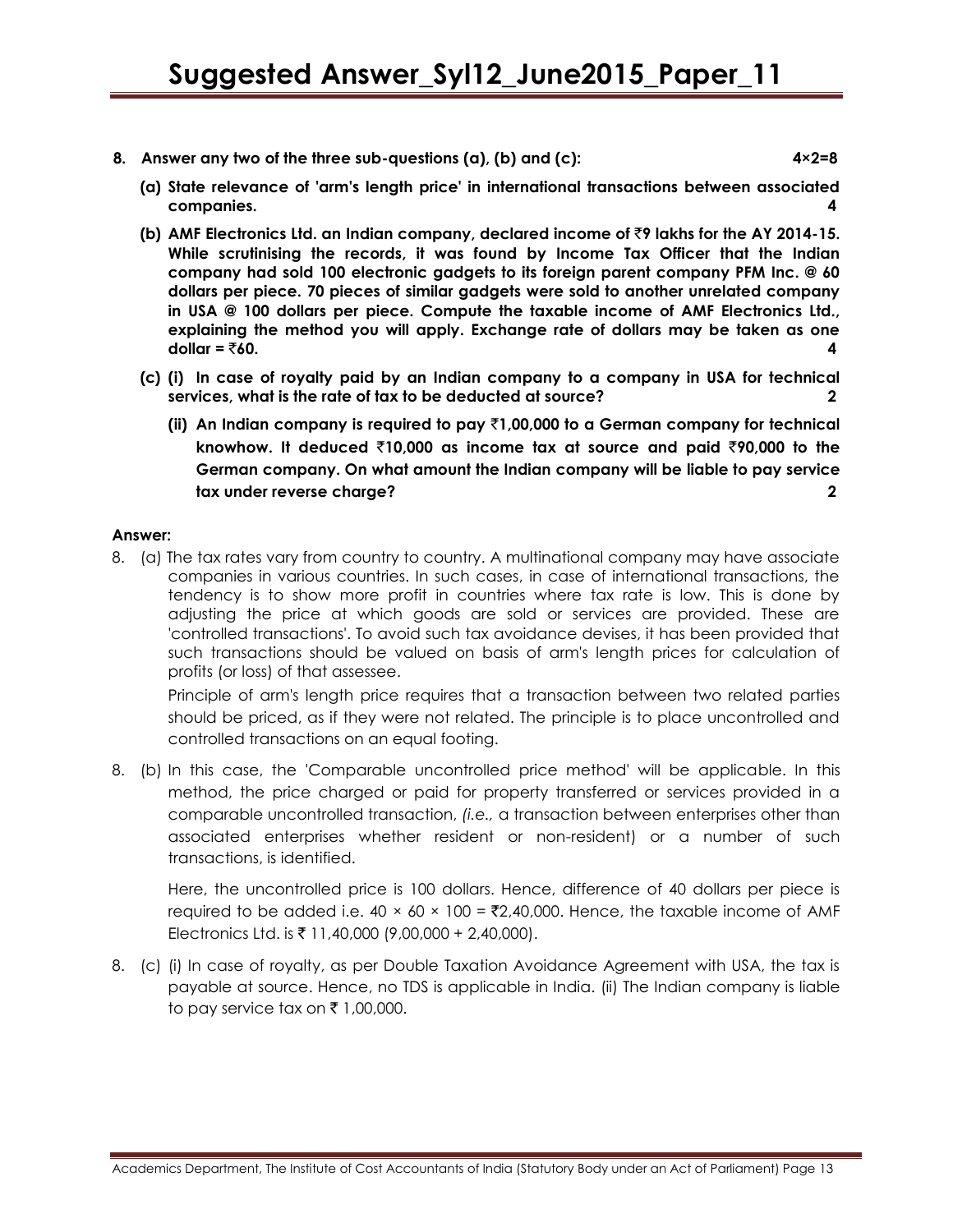**8. Answer any two of the three sub-questions (a), (b) and (c): 4×2=8**

**(a) State relevance of 'arm's length price' in international transactions between associated companies. 4**

**(b) AMF Electronics Ltd. an Indian company, declared income of ₹9 lakhs for the AY 2014-15. While scrutinising the records, it was found by Income Tax Officer that the Indian company had sold 100 electronic gadgets to its foreign parent company PFM Inc. @ 60 dollars per piece. 70 pieces of similar gadgets were sold to another unrelated company in USA @ 100 dollars per piece. Compute the taxable income of AMF Electronics Ltd., explaining the method you will apply. Exchange rate of dollars may be taken as one dollar = ₹60. 4**

**(c) (i) In case of royalty paid by an Indian company to a company in USA for technical services, what is the rate of tax to be deducted at source? 2**

**(ii) An Indian company is required to pay ₹1,00,000 to a German company for technical knowhow. It deduced ₹10,000 as income tax at source and paid ₹90,000 to the German company. On what amount the Indian company will be liable to pay service tax under reverse charge? 2**

**Answer:**

8. (a) The tax rates vary from country to country. A multinational company may have associate companies in various countries. In such cases, in case of international transactions, the tendency is to show more profit in countries where tax rate is low. This is done by adjusting the price at which goods are sold or services are provided. These are 'controlled transactions'. To avoid such tax avoidance devises, it has been provided that such transactions should be valued on basis of arm's length prices for calculation of profits (or loss) of that assessee.

Principle of arm's length price requires that a transaction between two related parties should be priced, as if they were not related. The principle is to place uncontrolled and controlled transactions on an equal footing.

8. (b) In this case, the 'Comparable uncontrolled price method' will be applicable. In this method, the price charged or paid for property transferred or services provided in a comparable uncontrolled transaction, *(i.e.,* a transaction between enterprises other than associated enterprises whether resident or non-resident) or a number of such transactions, is identified.

Here, the uncontrolled price is 100 dollars. Hence, difference of 40 dollars per piece is required to be added i.e. $40 \times 60 \times 100$ = ₹2,40,000. Hence, the taxable income of AMF Electronics Ltd. is ₹ 11,40,000 (9,00,000 + 2,40,000).

8. (c) (i) In case of royalty, as per Double Taxation Avoidance Agreement with USA, the tax is payable at source. Hence, no TDS is applicable in India. (ii) The Indian company is liable to pay service tax on ₹ 1,00,000.